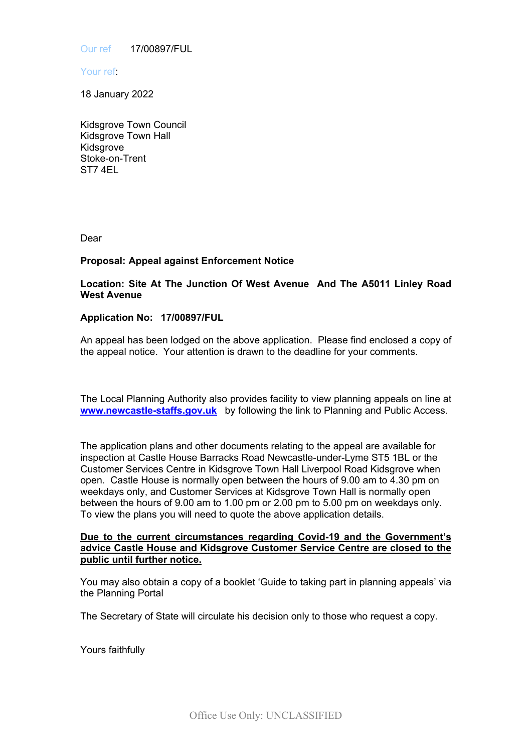Our ref 17/00897/FUL

Your ref:

18 January 2022

Kidsgrove Town Council
Kidsgrove Town Hall
Kidsgrove
Stoke-on-Trent
ST7 4EL

Dear

**Proposal: Appeal against Enforcement Notice**

**Location: Site At The Junction Of West Avenue And The A5011 Linley Road West Avenue**

**Application No: 17/00897/FUL**

An appeal has been lodged on the above application. Please find enclosed a copy of the appeal notice. Your attention is drawn to the deadline for your comments.

The Local Planning Authority also provides facility to view planning appeals on line at **www.newcastle-staffs.gov.uk** by following the link to Planning and Public Access.

The application plans and other documents relating to the appeal are available for inspection at Castle House Barracks Road Newcastle-under-Lyme ST5 1BL or the Customer Services Centre in Kidsgrove Town Hall Liverpool Road Kidsgrove when open. Castle House is normally open between the hours of 9.00 am to 4.30 pm on weekdays only, and Customer Services at Kidsgrove Town Hall is normally open between the hours of 9.00 am to 1.00 pm or 2.00 pm to 5.00 pm on weekdays only. To view the plans you will need to quote the above application details.

**Due to the current circumstances regarding Covid-19 and the Government's advice Castle House and Kidsgrove Customer Service Centre are closed to the public until further notice.**

You may also obtain a copy of a booklet 'Guide to taking part in planning appeals' via the Planning Portal

The Secretary of State will circulate his decision only to those who request a copy.

Yours faithfully

Office Use Only: UNCLASSIFIED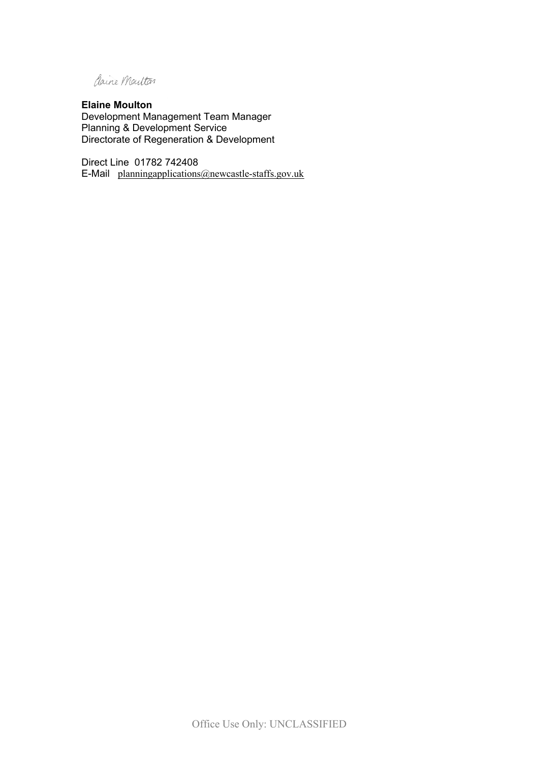Elaine Moulton

**Elaine Moulton**
Development Management Team Manager
Planning & Development Service
Directorate of Regeneration & Development

Direct Line 01782 742408
E-Mail planningapplications@newcastle-staffs.gov.uk

Office Use Only: UNCLASSIFIED